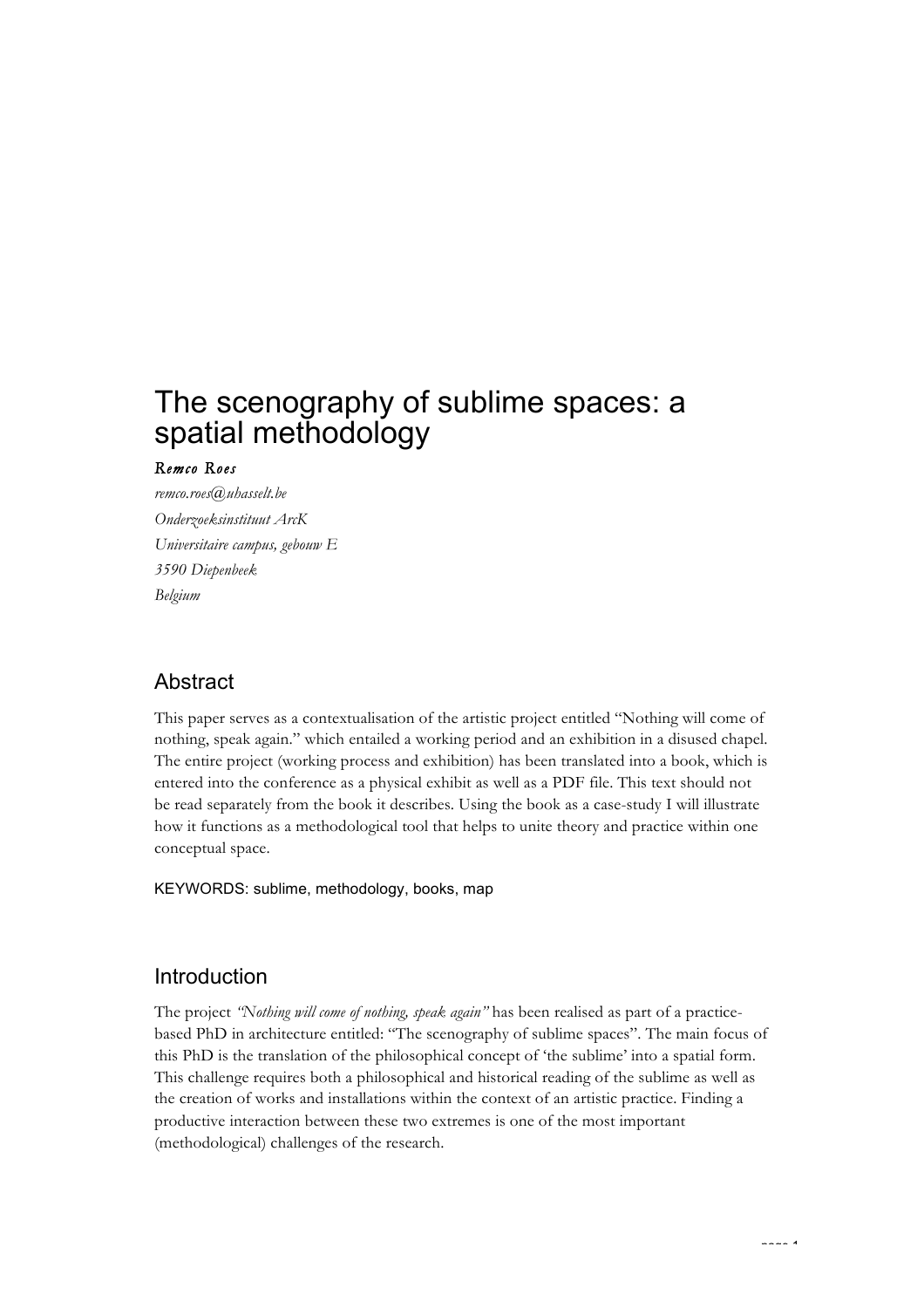# The scenography of sublime spaces: a spatial methodology

*Remco Roes*

*remco.roes@uhasselt.be*

*Onderzoeksinstituut ArcK*

*Universitaire campus, gebouw E*

*3590 Diepenbeek*

*Belgium*

## Abstract

This paper serves as a contextualisation of the artistic project entitled "Nothing will come of nothing, speak again." which entailed a working period and an exhibition in a disused chapel. The entire project (working process and exhibition) has been translated into a book, which is entered into the conference as a physical exhibit as well as a PDF file. This text should not be read separately from the book it describes. Using the book as a case-study I will illustrate how it functions as a methodological tool that helps to unite theory and practice within one conceptual space.

KEYWORDS: sublime, methodology, books, map

## Introduction

The project *"Nothing will come of nothing, speak again"* has been realised as part of a practice-based PhD in architecture entitled: "The scenography of sublime spaces". The main focus of this PhD is the translation of the philosophical concept of 'the sublime' into a spatial form. This challenge requires both a philosophical and historical reading of the sublime as well as the creation of works and installations within the context of an artistic practice. Finding a productive interaction between these two extremes is one of the most important (methodological) challenges of the research.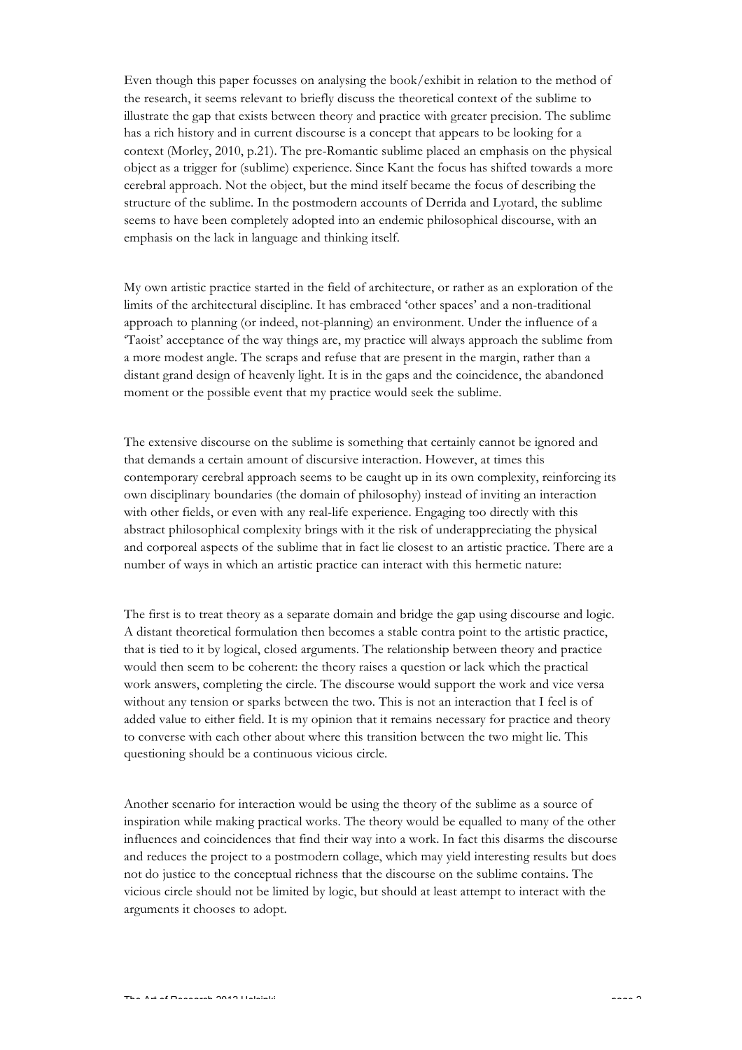Even though this paper focusses on analysing the book/exhibit in relation to the method of the research, it seems relevant to briefly discuss the theoretical context of the sublime to illustrate the gap that exists between theory and practice with greater precision. The sublime has a rich history and in current discourse is a concept that appears to be looking for a context (Morley, 2010, p.21). The pre-Romantic sublime placed an emphasis on the physical object as a trigger for (sublime) experience. Since Kant the focus has shifted towards a more cerebral approach. Not the object, but the mind itself became the focus of describing the structure of the sublime. In the postmodern accounts of Derrida and Lyotard, the sublime seems to have been completely adopted into an endemic philosophical discourse, with an emphasis on the lack in language and thinking itself.

My own artistic practice started in the field of architecture, or rather as an exploration of the limits of the architectural discipline. It has embraced 'other spaces' and a non-traditional approach to planning (or indeed, not-planning) an environment. Under the influence of a 'Taoist' acceptance of the way things are, my practice will always approach the sublime from a more modest angle. The scraps and refuse that are present in the margin, rather than a distant grand design of heavenly light. It is in the gaps and the coincidence, the abandoned moment or the possible event that my practice would seek the sublime.

The extensive discourse on the sublime is something that certainly cannot be ignored and that demands a certain amount of discursive interaction. However, at times this contemporary cerebral approach seems to be caught up in its own complexity, reinforcing its own disciplinary boundaries (the domain of philosophy) instead of inviting an interaction with other fields, or even with any real-life experience. Engaging too directly with this abstract philosophical complexity brings with it the risk of underappreciating the physical and corporeal aspects of the sublime that in fact lie closest to an artistic practice. There are a number of ways in which an artistic practice can interact with this hermetic nature:

The first is to treat theory as a separate domain and bridge the gap using discourse and logic. A distant theoretical formulation then becomes a stable contra point to the artistic practice, that is tied to it by logical, closed arguments. The relationship between theory and practice would then seem to be coherent: the theory raises a question or lack which the practical work answers, completing the circle. The discourse would support the work and vice versa without any tension or sparks between the two. This is not an interaction that I feel is of added value to either field. It is my opinion that it remains necessary for practice and theory to converse with each other about where this transition between the two might lie. This questioning should be a continuous vicious circle.

Another scenario for interaction would be using the theory of the sublime as a source of inspiration while making practical works. The theory would be equalled to many of the other influences and coincidences that find their way into a work. In fact this disarms the discourse and reduces the project to a postmodern collage, which may yield interesting results but does not do justice to the conceptual richness that the discourse on the sublime contains. The vicious circle should not be limited by logic, but should at least attempt to interact with the arguments it chooses to adopt.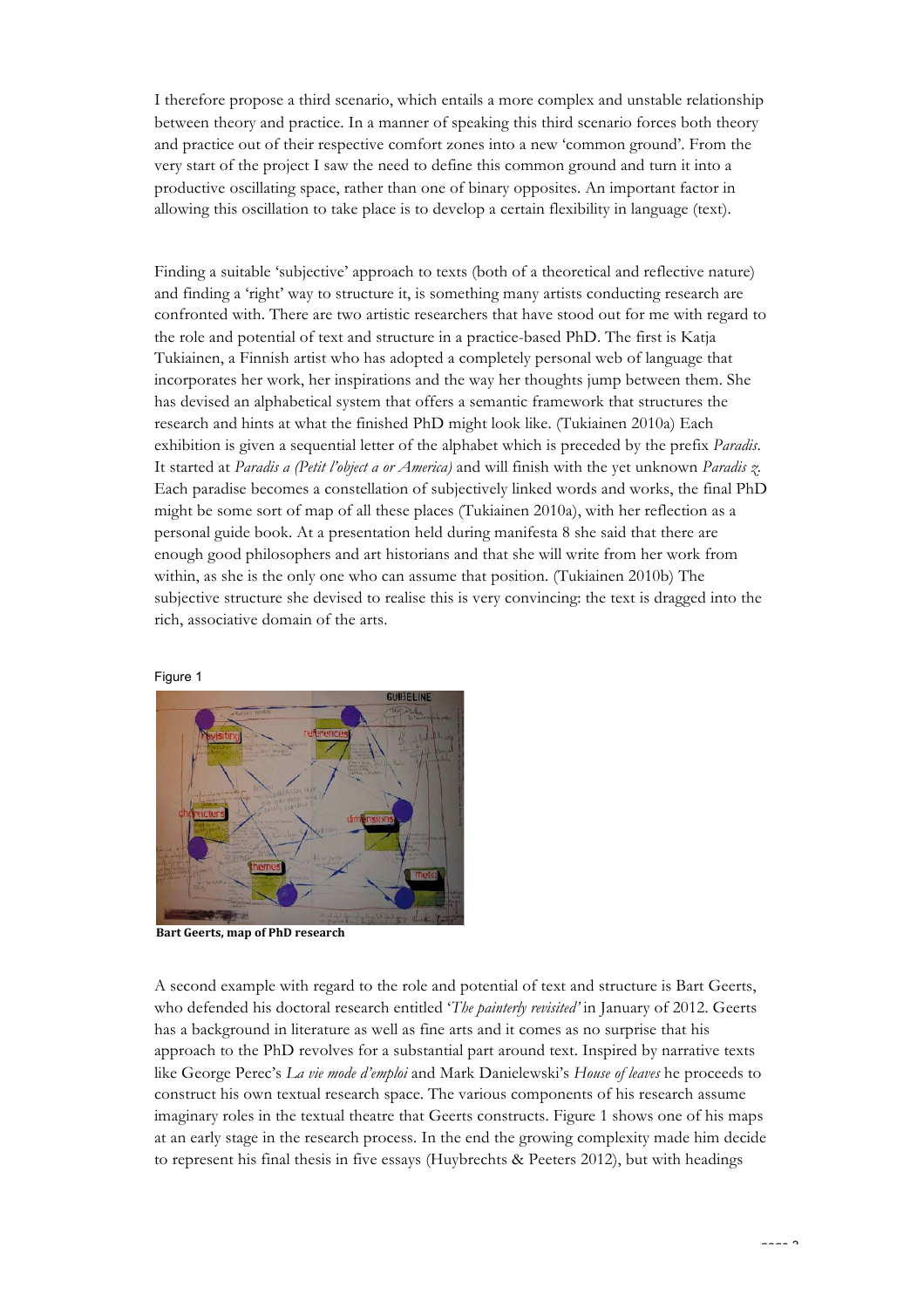I therefore propose a third scenario, which entails a more complex and unstable relationship between theory and practice. In a manner of speaking this third scenario forces both theory and practice out of their respective comfort zones into a new 'common ground'. From the very start of the project I saw the need to define this common ground and turn it into a productive oscillating space, rather than one of binary opposites. An important factor in allowing this oscillation to take place is to develop a certain flexibility in language (text).

Finding a suitable 'subjective' approach to texts (both of a theoretical and reflective nature) and finding a 'right' way to structure it, is something many artists conducting research are confronted with. There are two artistic researchers that have stood out for me with regard to the role and potential of text and structure in a practice-based PhD. The first is Katja Tukiainen, a Finnish artist who has adopted a completely personal web of language that incorporates her work, her inspirations and the way her thoughts jump between them. She has devised an alphabetical system that offers a semantic framework that structures the research and hints at what the finished PhD might look like. (Tukiainen 2010a) Each exhibition is given a sequential letter of the alphabet which is preceded by the prefix *Paradis*. It started at *Paradis a (Petit l'object a or America)* and will finish with the yet unknown *Paradis z*. Each paradise becomes a constellation of subjectively linked words and works, the final PhD might be some sort of map of all these places (Tukiainen 2010a), with her reflection as a personal guide book. At a presentation held during manifesta 8 she said that there are enough good philosophers and art historians and that she will write from her work from within, as she is the only one who can assume that position. (Tukiainen 2010b) The subjective structure she devised to realise this is very convincing: the text is dragged into the rich, associative domain of the arts.

Figure 1

**Bart Geerts, map of PhD research**

A second example with regard to the role and potential of text and structure is Bart Geerts, who defended his doctoral research entitled '*The painterly revisited'* in January of 2012. Geerts has a background in literature as well as fine arts and it comes as no surprise that his approach to the PhD revolves for a substantial part around text. Inspired by narrative texts like George Perec's *La vie mode d'emploi* and Mark Danielewski's *House of leaves* he proceeds to construct his own textual research space. The various components of his research assume imaginary roles in the textual theatre that Geerts constructs. Figure 1 shows one of his maps at an early stage in the research process. In the end the growing complexity made him decide to represent his final thesis in five essays (Huybrechts & Peeters 2012), but with headings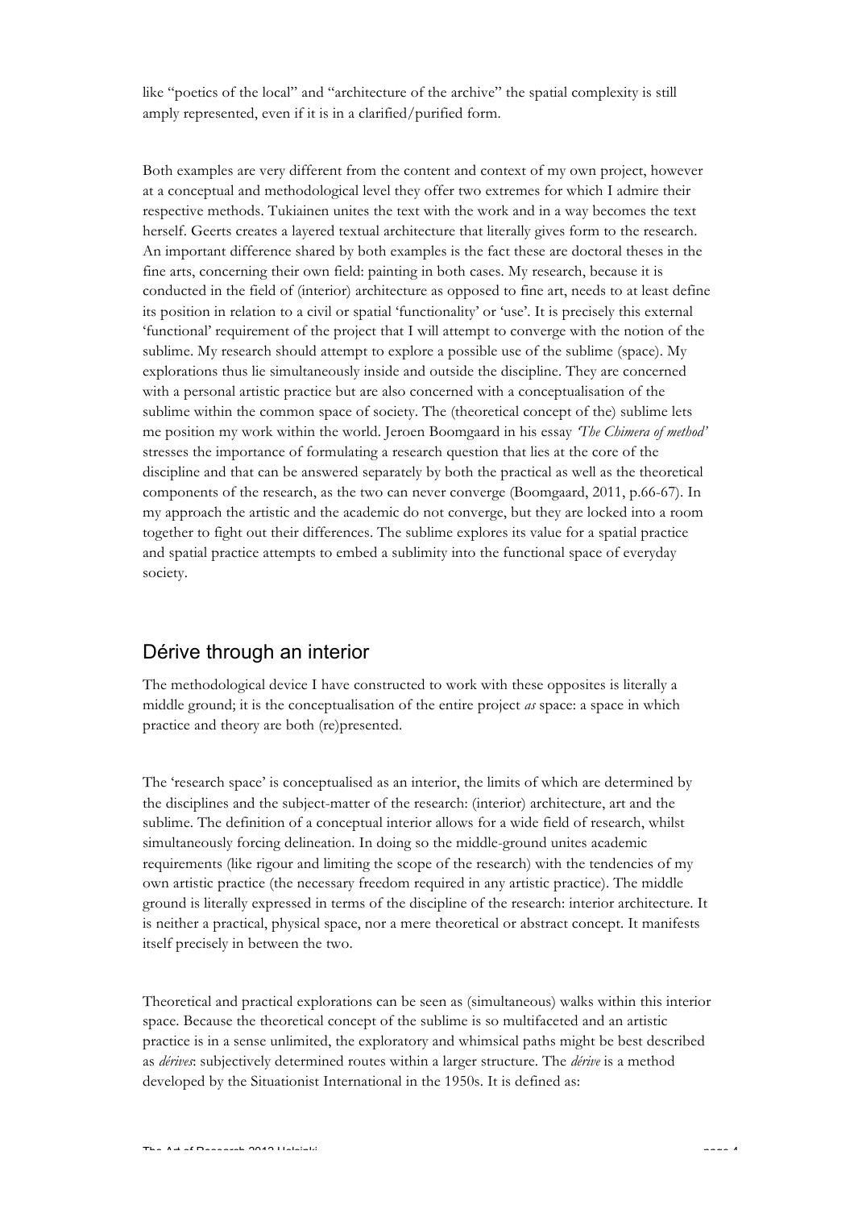like "poetics of the local" and "architecture of the archive" the spatial complexity is still amply represented, even if it is in a clarified/purified form.

Both examples are very different from the content and context of my own project, however at a conceptual and methodological level they offer two extremes for which I admire their respective methods. Tukiainen unites the text with the work and in a way becomes the text herself. Geerts creates a layered textual architecture that literally gives form to the research. An important difference shared by both examples is the fact these are doctoral theses in the fine arts, concerning their own field: painting in both cases. My research, because it is conducted in the field of (interior) architecture as opposed to fine art, needs to at least define its position in relation to a civil or spatial 'functionality' or 'use'. It is precisely this external 'functional' requirement of the project that I will attempt to converge with the notion of the sublime. My research should attempt to explore a possible use of the sublime (space). My explorations thus lie simultaneously inside and outside the discipline. They are concerned with a personal artistic practice but are also concerned with a conceptualisation of the sublime within the common space of society. The (theoretical concept of the) sublime lets me position my work within the world. Jeroen Boomgaard in his essay *'The Chimera of method'* stresses the importance of formulating a research question that lies at the core of the discipline and that can be answered separately by both the practical as well as the theoretical components of the research, as the two can never converge (Boomgaard, 2011, p.66-67). In my approach the artistic and the academic do not converge, but they are locked into a room together to fight out their differences. The sublime explores its value for a spatial practice and spatial practice attempts to embed a sublimity into the functional space of everyday society.

## Dérive through an interior

The methodological device I have constructed to work with these opposites is literally a middle ground; it is the conceptualisation of the entire project *as* space: a space in which practice and theory are both (re)presented.

The 'research space' is conceptualised as an interior, the limits of which are determined by the disciplines and the subject-matter of the research: (interior) architecture, art and the sublime. The definition of a conceptual interior allows for a wide field of research, whilst simultaneously forcing delineation. In doing so the middle-ground unites academic requirements (like rigour and limiting the scope of the research) with the tendencies of my own artistic practice (the necessary freedom required in any artistic practice). The middle ground is literally expressed in terms of the discipline of the research: interior architecture. It is neither a practical, physical space, nor a mere theoretical or abstract concept. It manifests itself precisely in between the two.

Theoretical and practical explorations can be seen as (simultaneous) walks within this interior space. Because the theoretical concept of the sublime is so multifaceted and an artistic practice is in a sense unlimited, the exploratory and whimsical paths might be best described as *dérives*: subjectively determined routes within a larger structure. The *dérive* is a method developed by the Situationist International in the 1950s. It is defined as: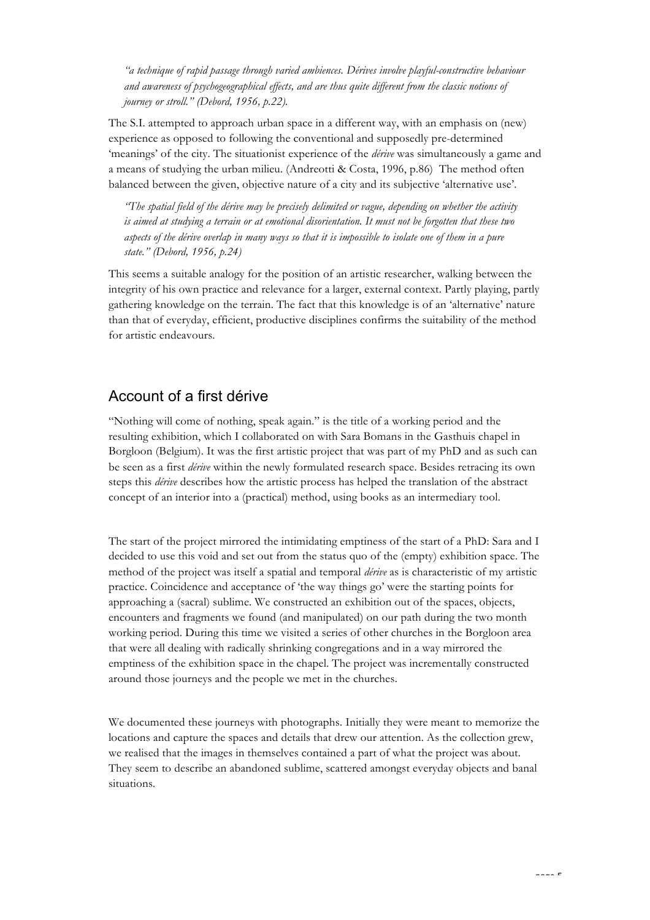*"a technique of rapid passage through varied ambiences. Dérives involve playful-constructive behaviour and awareness of psychogeographical effects, and are thus quite different from the classic notions of journey or stroll." (Debord, 1956, p.22).*

The S.I. attempted to approach urban space in a different way, with an emphasis on (new) experience as opposed to following the conventional and supposedly pre-determined 'meanings' of the city. The situationist experience of the *dérive* was simultaneously a game and a means of studying the urban milieu. (Andreotti & Costa, 1996, p.86) The method often balanced between the given, objective nature of a city and its subjective 'alternative use'.

*"The spatial field of the dérive may be precisely delimited or vague, depending on whether the activity is aimed at studying a terrain or at emotional disorientation. It must not be forgotten that these two aspects of the dérive overlap in many ways so that it is impossible to isolate one of them in a pure state." (Debord, 1956, p.24)*

This seems a suitable analogy for the position of an artistic researcher, walking between the integrity of his own practice and relevance for a larger, external context. Partly playing, partly gathering knowledge on the terrain. The fact that this knowledge is of an 'alternative' nature than that of everyday, efficient, productive disciplines confirms the suitability of the method for artistic endeavours.

## Account of a first dérive

"Nothing will come of nothing, speak again." is the title of a working period and the resulting exhibition, which I collaborated on with Sara Bomans in the Gasthuis chapel in Borgloon (Belgium). It was the first artistic project that was part of my PhD and as such can be seen as a first *dérive* within the newly formulated research space. Besides retracing its own steps this *dérive* describes how the artistic process has helped the translation of the abstract concept of an interior into a (practical) method, using books as an intermediary tool.

The start of the project mirrored the intimidating emptiness of the start of a PhD: Sara and I decided to use this void and set out from the status quo of the (empty) exhibition space. The method of the project was itself a spatial and temporal *dérive* as is characteristic of my artistic practice. Coincidence and acceptance of 'the way things go' were the starting points for approaching a (sacral) sublime. We constructed an exhibition out of the spaces, objects, encounters and fragments we found (and manipulated) on our path during the two month working period. During this time we visited a series of other churches in the Borgloon area that were all dealing with radically shrinking congregations and in a way mirrored the emptiness of the exhibition space in the chapel. The project was incrementally constructed around those journeys and the people we met in the churches.

We documented these journeys with photographs. Initially they were meant to memorize the locations and capture the spaces and details that drew our attention. As the collection grew, we realised that the images in themselves contained a part of what the project was about. They seem to describe an abandoned sublime, scattered amongst everyday objects and banal situations.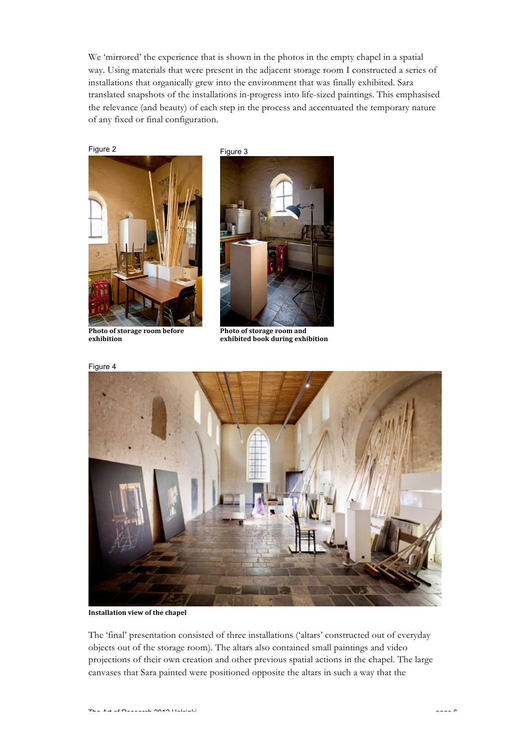We 'mirrored' the experience that is shown in the photos in the empty chapel in a spatial way. Using materials that were present in the adjacent storage room I constructed a series of installations that organically grew into the environment that was finally exhibited. Sara translated snapshots of the installations in-progress into life-sized paintings. This emphasised the relevance (and beauty) of each step in the process and accentuated the temporary nature of any fixed or final configuration.

Figure 2

**Photo of storage room before exhibition**

Figure 3

**Photo of storage room and exhibited book during exhibition**

Figure 4

**Installation view of the chapel**

The 'final' presentation consisted of three installations ('altars' constructed out of everyday objects out of the storage room). The altars also contained small paintings and video projections of their own creation and other previous spatial actions in the chapel. The large canvases that Sara painted were positioned opposite the altars in such a way that the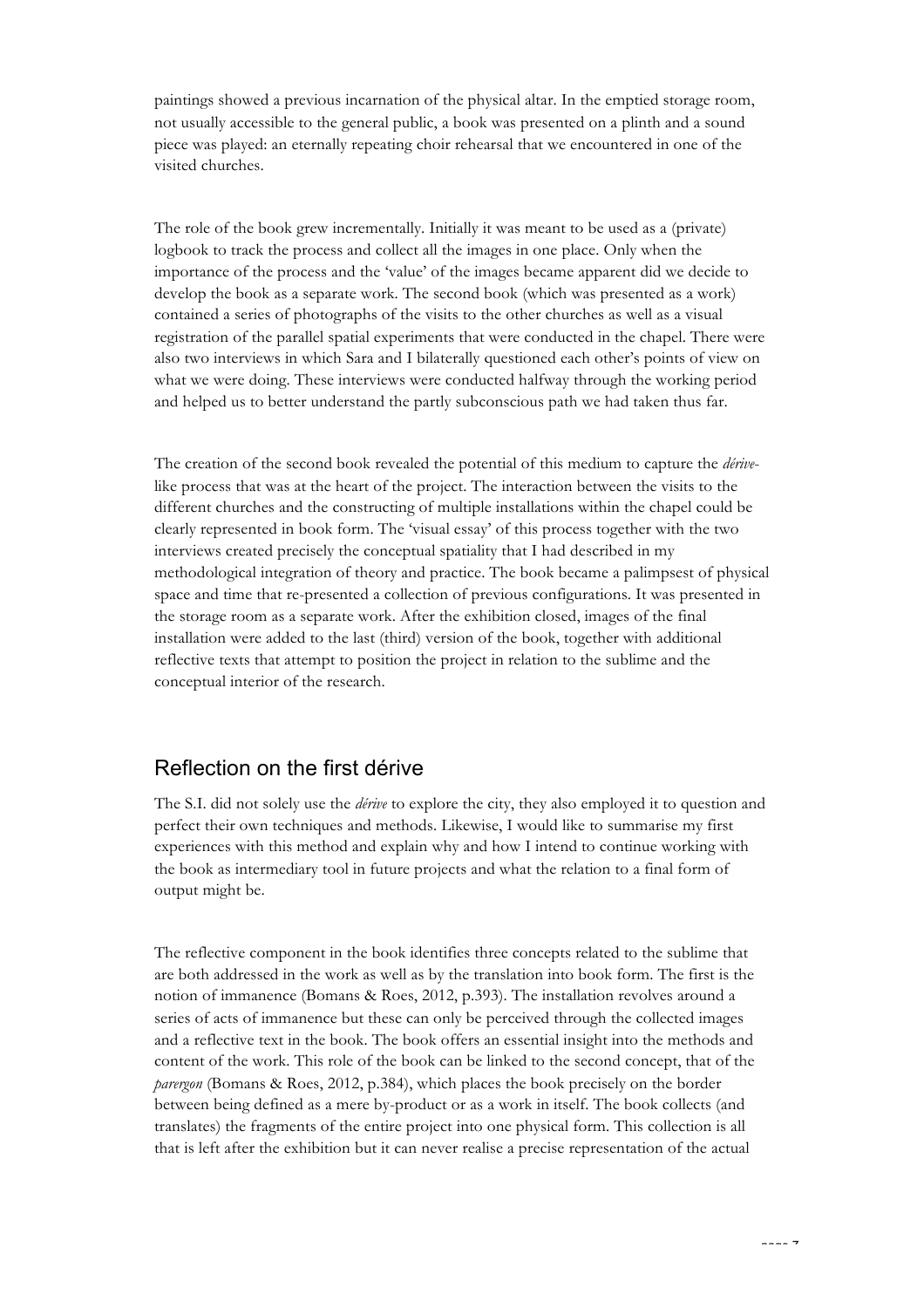paintings showed a previous incarnation of the physical altar. In the emptied storage room, not usually accessible to the general public, a book was presented on a plinth and a sound piece was played: an eternally repeating choir rehearsal that we encountered in one of the visited churches.

The role of the book grew incrementally. Initially it was meant to be used as a (private) logbook to track the process and collect all the images in one place. Only when the importance of the process and the 'value' of the images became apparent did we decide to develop the book as a separate work. The second book (which was presented as a work) contained a series of photographs of the visits to the other churches as well as a visual registration of the parallel spatial experiments that were conducted in the chapel. There were also two interviews in which Sara and I bilaterally questioned each other's points of view on what we were doing. These interviews were conducted halfway through the working period and helped us to better understand the partly subconscious path we had taken thus far.

The creation of the second book revealed the potential of this medium to capture the *dérive*-like process that was at the heart of the project. The interaction between the visits to the different churches and the constructing of multiple installations within the chapel could be clearly represented in book form. The 'visual essay' of this process together with the two interviews created precisely the conceptual spatiality that I had described in my methodological integration of theory and practice. The book became a palimpsest of physical space and time that re-presented a collection of previous configurations. It was presented in the storage room as a separate work. After the exhibition closed, images of the final installation were added to the last (third) version of the book, together with additional reflective texts that attempt to position the project in relation to the sublime and the conceptual interior of the research.

## Reflection on the first dérive

The S.I. did not solely use the *dérive* to explore the city, they also employed it to question and perfect their own techniques and methods. Likewise, I would like to summarise my first experiences with this method and explain why and how I intend to continue working with the book as intermediary tool in future projects and what the relation to a final form of output might be.

The reflective component in the book identifies three concepts related to the sublime that are both addressed in the work as well as by the translation into book form. The first is the notion of immanence (Bomans & Roes, 2012, p.393). The installation revolves around a series of acts of immanence but these can only be perceived through the collected images and a reflective text in the book. The book offers an essential insight into the methods and content of the work. This role of the book can be linked to the second concept, that of the *parergon* (Bomans & Roes, 2012, p.384), which places the book precisely on the border between being defined as a mere by-product or as a work in itself. The book collects (and translates) the fragments of the entire project into one physical form. This collection is all that is left after the exhibition but it can never realise a precise representation of the actual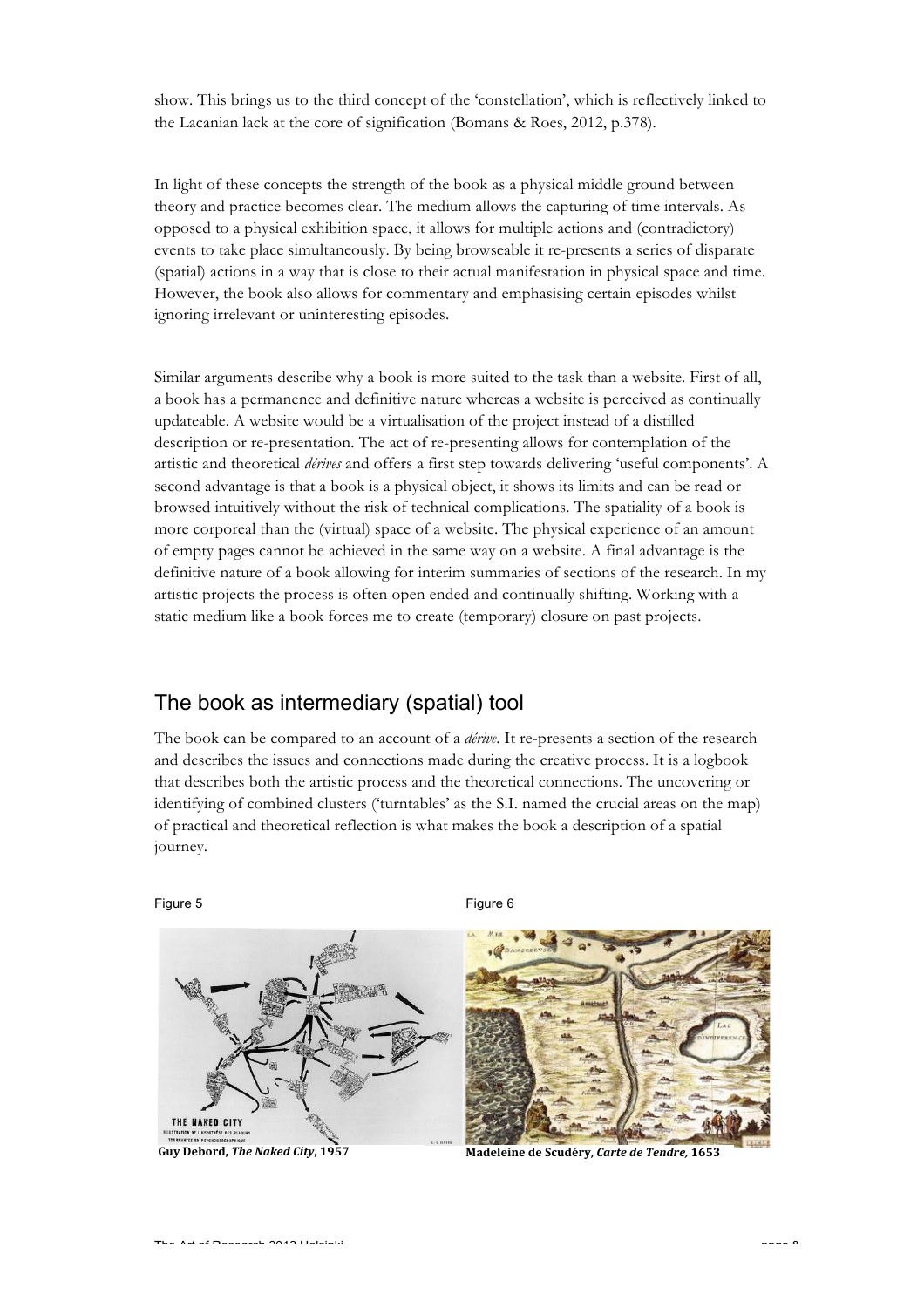show. This brings us to the third concept of the 'constellation', which is reflectively linked to the Lacanian lack at the core of signification (Bomans & Roes, 2012, p.378).

In light of these concepts the strength of the book as a physical middle ground between theory and practice becomes clear. The medium allows the capturing of time intervals. As opposed to a physical exhibition space, it allows for multiple actions and (contradictory) events to take place simultaneously. By being browseable it re-presents a series of disparate (spatial) actions in a way that is close to their actual manifestation in physical space and time. However, the book also allows for commentary and emphasising certain episodes whilst ignoring irrelevant or uninteresting episodes.

Similar arguments describe why a book is more suited to the task than a website. First of all, a book has a permanence and definitive nature whereas a website is perceived as continually updateable. A website would be a virtualisation of the project instead of a distilled description or re-presentation. The act of re-presenting allows for contemplation of the artistic and theoretical *dérives* and offers a first step towards delivering 'useful components'. A second advantage is that a book is a physical object, it shows its limits and can be read or browsed intuitively without the risk of technical complications. The spatiality of a book is more corporeal than the (virtual) space of a website. The physical experience of an amount of empty pages cannot be achieved in the same way on a website. A final advantage is the definitive nature of a book allowing for interim summaries of sections of the research. In my artistic projects the process is often open ended and continually shifting. Working with a static medium like a book forces me to create (temporary) closure on past projects.

## The book as intermediary (spatial) tool

The book can be compared to an account of a *dérive*. It re-presents a section of the research and describes the issues and connections made during the creative process. It is a logbook that describes both the artistic process and the theoretical connections. The uncovering or identifying of combined clusters ('turntables' as the S.I. named the crucial areas on the map) of practical and theoretical reflection is what makes the book a description of a spatial journey.

Figure 5

**Guy Debord, *The Naked City*, 1957**

Figure 6

**Madeleine de Scudéry, *Carte de Tendre*, 1653**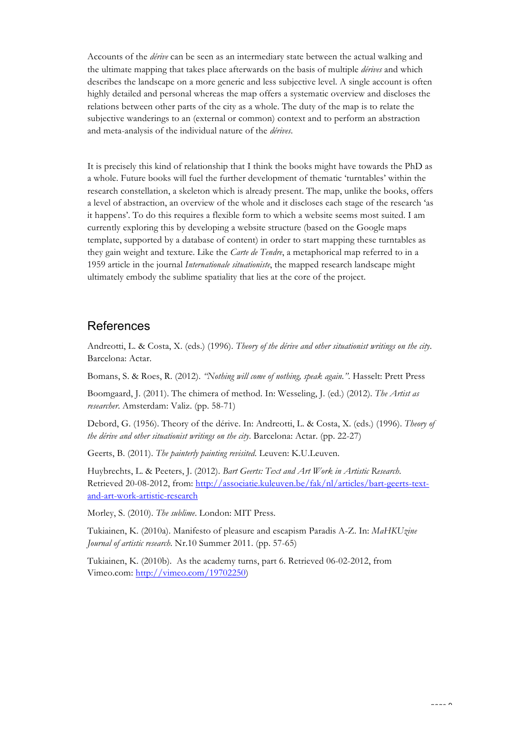Accounts of the *dérive* can be seen as an intermediary state between the actual walking and the ultimate mapping that takes place afterwards on the basis of multiple *dérives* and which describes the landscape on a more generic and less subjective level. A single account is often highly detailed and personal whereas the map offers a systematic overview and discloses the relations between other parts of the city as a whole. The duty of the map is to relate the subjective wanderings to an (external or common) context and to perform an abstraction and meta-analysis of the individual nature of the *dérives*.

It is precisely this kind of relationship that I think the books might have towards the PhD as a whole. Future books will fuel the further development of thematic 'turntables' within the research constellation, a skeleton which is already present. The map, unlike the books, offers a level of abstraction, an overview of the whole and it discloses each stage of the research 'as it happens'. To do this requires a flexible form to which a website seems most suited. I am currently exploring this by developing a website structure (based on the Google maps template, supported by a database of content) in order to start mapping these turntables as they gain weight and texture. Like the *Carte de Tendre*, a metaphorical map referred to in a 1959 article in the journal *Internationale situationiste*, the mapped research landscape might ultimately embody the sublime spatiality that lies at the core of the project.

## References

Andreotti, L. & Costa, X. (eds.) (1996). *Theory of the dérive and other situationist writings on the city*. Barcelona: Actar.

Bomans, S. & Roes, R. (2012). *"Nothing will come of nothing, speak again."*. Hasselt: Prett Press

Boomgaard, J. (2011). The chimera of method. In: Wesseling, J. (ed.) (2012). *The Artist as researcher*. Amsterdam: Valiz. (pp. 58-71)

Debord, G. (1956). Theory of the dérive. In: Andreotti, L. & Costa, X. (eds.) (1996). *Theory of the dérive and other situationist writings on the city*. Barcelona: Actar. (pp. 22-27)

Geerts, B. (2011). *The painterly painting revisited*. Leuven: K.U.Leuven.

Huybrechts, L. & Peeters, J. (2012). *Bart Geerts: Text and Art Work in Artistic Research*. Retrieved 20-08-2012, from: http://associatie.kuleuven.be/fak/nl/articles/bart-geerts-text-and-art-work-artistic-research

Morley, S. (2010). *The sublime*. London: MIT Press.

Tukiainen, K. (2010a). Manifesto of pleasure and escapism Paradis A-Z. In: *MaHKUzine Journal of artistic research*. Nr.10 Summer 2011. (pp. 57-65)

Tukiainen, K. (2010b). As the academy turns, part 6. Retrieved 06-02-2012, from Vimeo.com: http://vimeo.com/19702250)